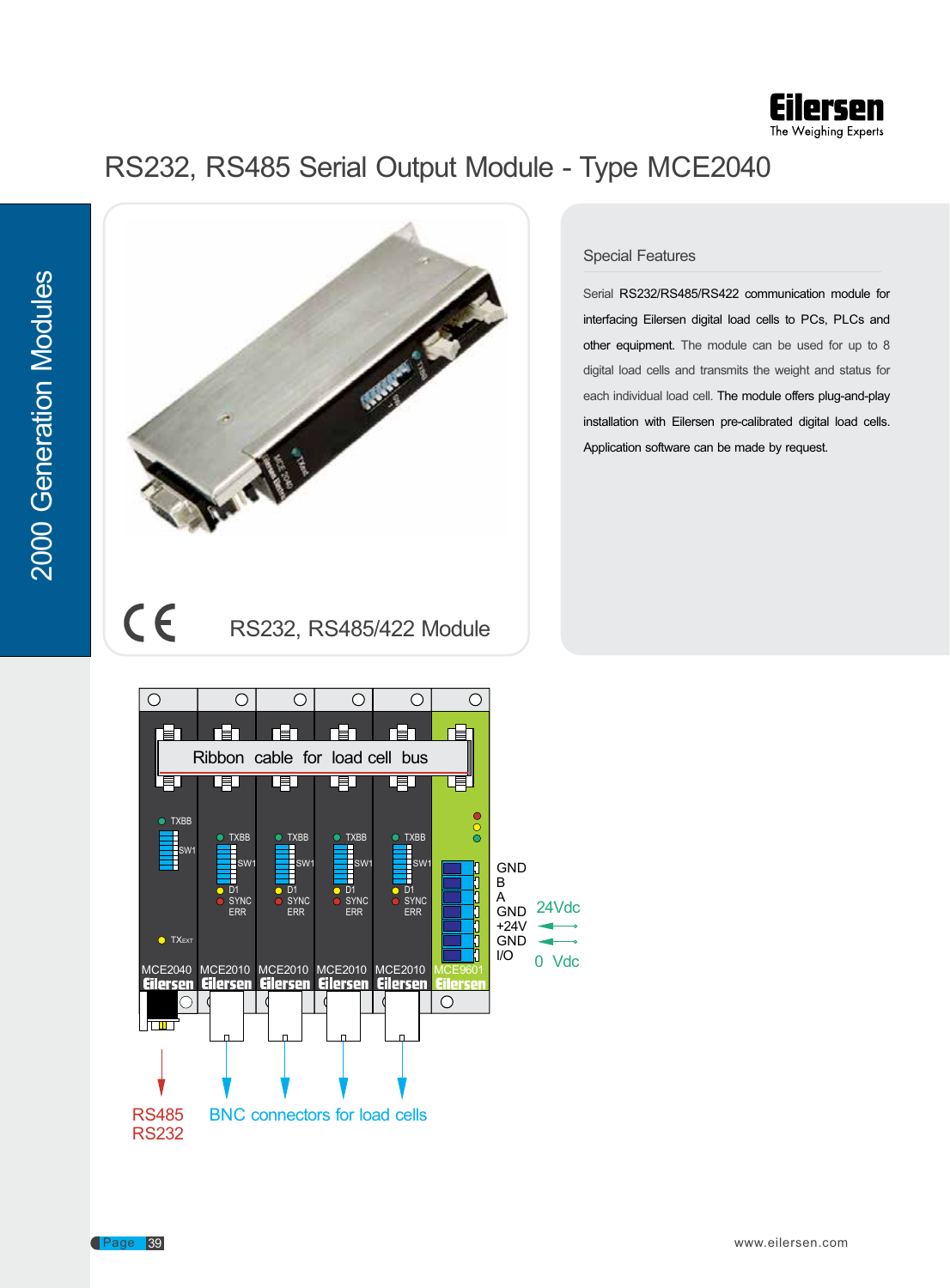# RS232, RS485 Serial Output Module - Type MCE2040

2000 Generation Modules

RS232, RS485/422 Module

## Special Features

Serial RS232/RS485/RS422 communication module for interfacing Eilersen digital load cells to PCs, PLCs and other equipment. The module can be used for up to 8 digital load cells and transmits the weight and status for each individual load cell. The module offers plug-and-play installation with Eilersen pre-calibrated digital load cells. Application software can be made by request.

Ribbon cable for load cell bus

TXBB SW1 TXEXT

TXBB SW1 D1 SYNC ERR

GND B A GND +24V GND I/O

24Vdc

0 Vdc

MCE2040 MCE2010 MCE2010 MCE2010 MCE2010 MCE9601

RS485 RS232

BNC connectors for load cells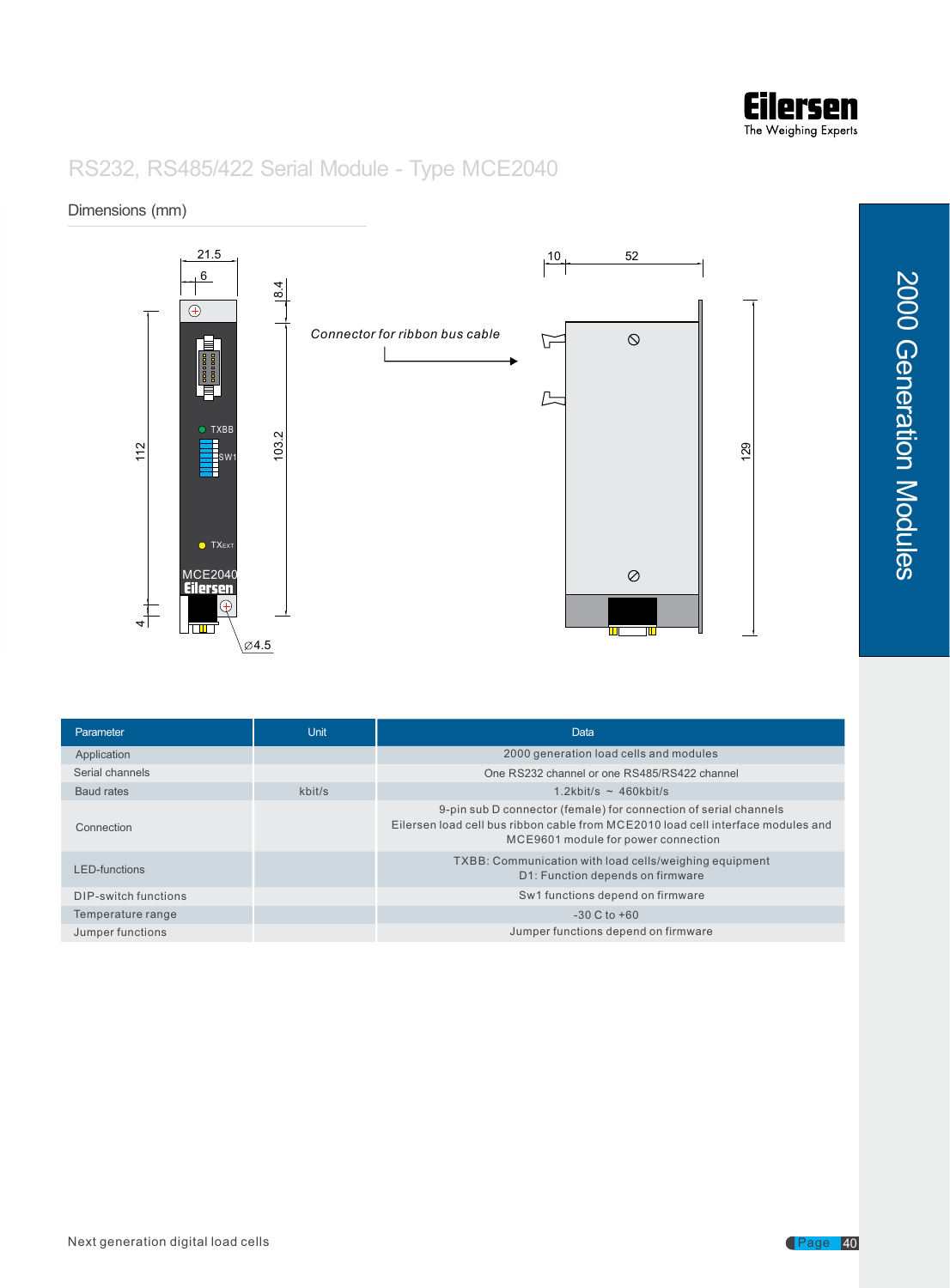# RS232, RS485/422 Serial Module - Type MCE2040

## Dimensions (mm)

21.5
6
8.4
112
103.2
4
∅4.5
TXBB
SW1
TXEXT
MCE2040
Eilersen

*Connector for ribbon bus cable*

10
52
129

| Parameter | Unit | Data |
|---|---|---|
| Application | | 2000 generation load cells and modules |
| Serial channels | | One RS232 channel or one RS485/RS422 channel |
| Baud rates | kbit/s | 1.2kbit/s ~ 460kbit/s |
| Connection | | 9-pin sub D connector (female) for connection of serial channels<br>Eilersen load cell bus ribbon cable from MCE2010 load cell interface modules and MCE9601 module for power connection |
| LED-functions | | TXBB: Communication with load cells/weighing equipment<br>D1: Function depends on firmware |
| DIP-switch functions | | Sw1 functions depend on firmware |
| Temperature range | | -30 C to +60 |
| Jumper functions | | Jumper functions depend on firmware |